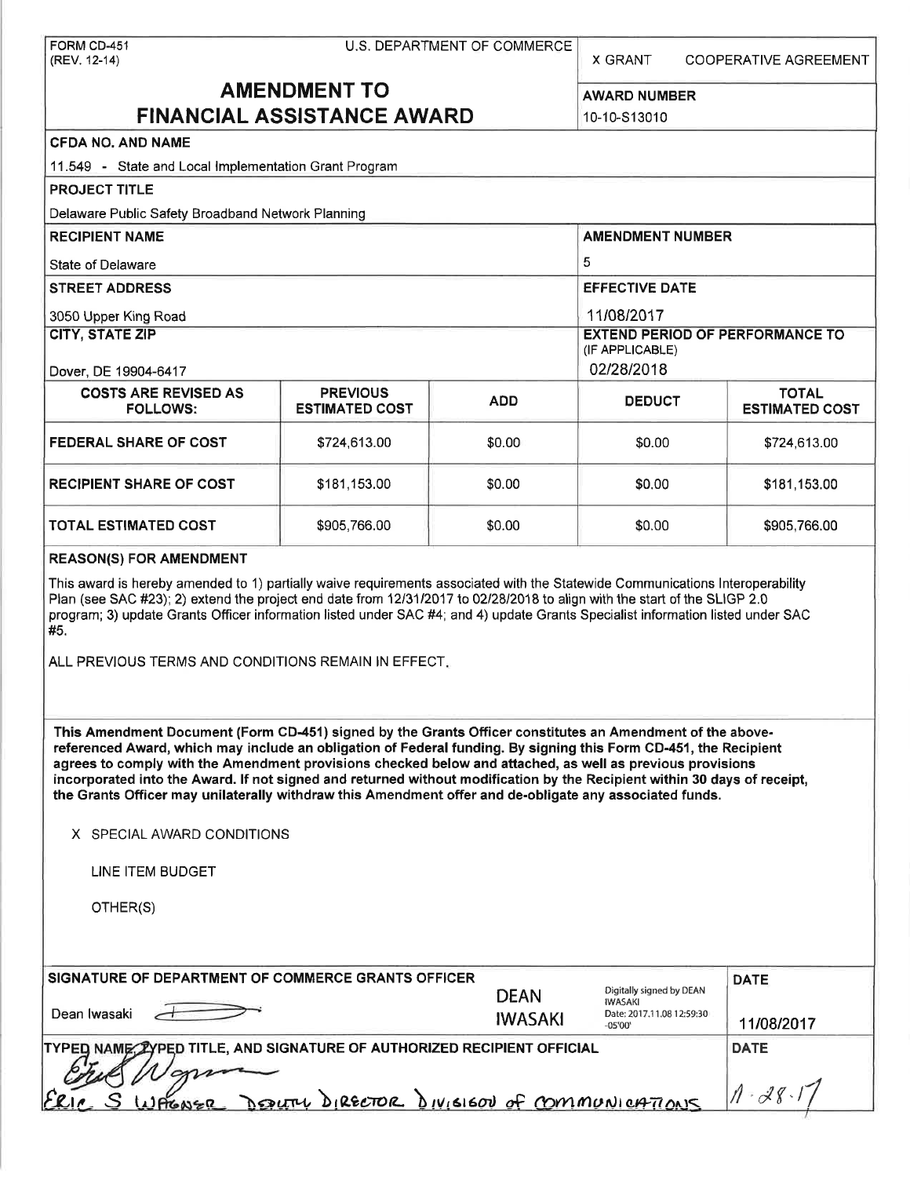FORM CD-451
(REV. 12-14)

U.S. DEPARTMENT OF COMMERCE

X GRANT    COOPERATIVE AGREEMENT

# AMENDMENT TO FINANCIAL ASSISTANCE AWARD

**AWARD NUMBER**
10-10-S13010

**CFDA NO. AND NAME**
11.549 - State and Local Implementation Grant Program

**PROJECT TITLE**
Delaware Public Safety Broadband Network Planning

**RECIPIENT NAME**
State of Delaware

**AMENDMENT NUMBER**
5

**STREET ADDRESS**
3050 Upper King Road

**EFFECTIVE DATE**
11/08/2017

**CITY, STATE ZIP**
Dover, DE 19904-6417

**EXTEND PERIOD OF PERFORMANCE TO (IF APPLICABLE)**
02/28/2018

| COSTS ARE REVISED AS FOLLOWS: | PREVIOUS ESTIMATED COST | ADD | DEDUCT | TOTAL ESTIMATED COST |
|---|---|---|---|---|
| FEDERAL SHARE OF COST | $724,613.00 | $0.00 | $0.00 | $724,613.00 |
| RECIPIENT SHARE OF COST | $181,153.00 | $0.00 | $0.00 | $181,153.00 |
| TOTAL ESTIMATED COST | $905,766.00 | $0.00 | $0.00 | $905,766.00 |

**REASON(S) FOR AMENDMENT**

This award is hereby amended to 1) partially waive requirements associated with the Statewide Communications Interoperability Plan (see SAC #23); 2) extend the project end date from 12/31/2017 to 02/28/2018 to align with the start of the SLIGP 2.0 program; 3) update Grants Officer information listed under SAC #4; and 4) update Grants Specialist information listed under SAC #5.

ALL PREVIOUS TERMS AND CONDITIONS REMAIN IN EFFECT.

**This Amendment Document (Form CD-451) signed by the Grants Officer constitutes an Amendment of the above-referenced Award, which may include an obligation of Federal funding. By signing this Form CD-451, the Recipient agrees to comply with the Amendment provisions checked below and attached, as well as previous provisions incorporated into the Award. If not signed and returned without modification by the Recipient within 30 days of receipt, the Grants Officer may unilaterally withdraw this Amendment offer and de-obligate any associated funds.**

X SPECIAL AWARD CONDITIONS

LINE ITEM BUDGET

OTHER(S)

**SIGNATURE OF DEPARTMENT OF COMMERCE GRANTS OFFICER**
Dean Iwasaki

DEAN IWASAKI — Digitally signed by DEAN IWASAKI Date: 2017.11.08 12:59:30 -05'00'

**DATE**
11/08/2017

**TYPED NAME, TYPED TITLE, AND SIGNATURE OF AUTHORIZED RECIPIENT OFFICIAL**
Eric S Wagner Deputy Director Division of Communications

**DATE**
11-28-17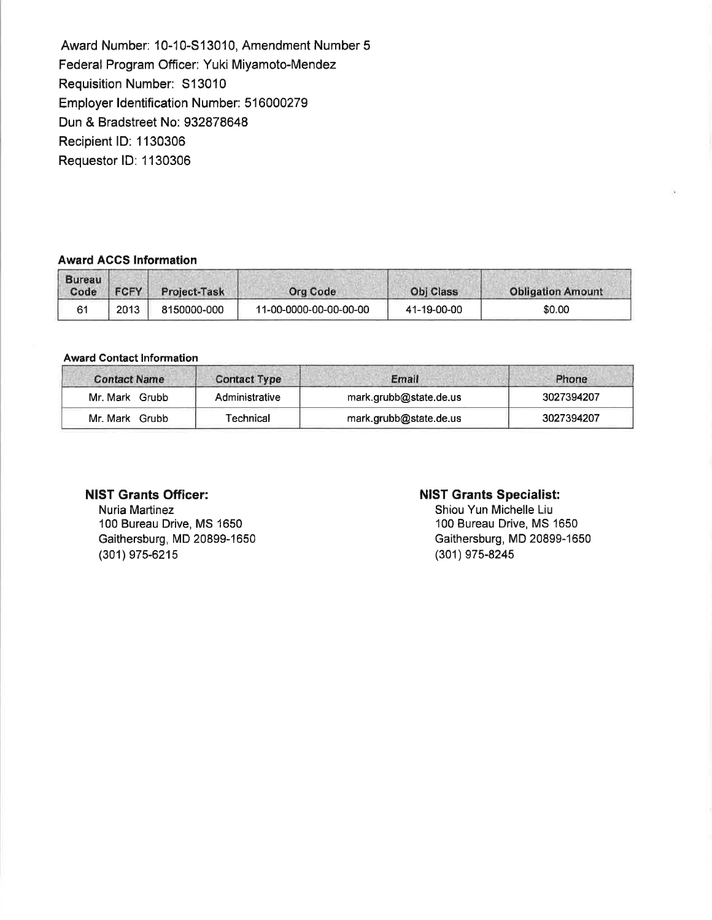Award Number: 10-10-S13010, Amendment Number 5
Federal Program Officer: Yuki Miyamoto-Mendez
Requisition Number: S13010
Employer Identification Number: 516000279
Dun & Bradstreet No: 932878648
Recipient ID: 1130306
Requestor ID: 1130306

**Award ACCS Information**

| Bureau Code | FCFY | Project-Task | Org Code | Obj Class | Obligation Amount |
|---|---|---|---|---|---|
| 61 | 2013 | 8150000-000 | 11-00-0000-00-00-00-00 | 41-19-00-00 | $0.00 |

**Award Contact Information**

| Contact Name | Contact Type | Email | Phone |
|---|---|---|---|
| Mr. Mark Grubb | Administrative | mark.grubb@state.de.us | 3027394207 |
| Mr. Mark Grubb | Technical | mark.grubb@state.de.us | 3027394207 |

**NIST Grants Officer:**
Nuria Martinez
100 Bureau Drive, MS 1650
Gaithersburg, MD 20899-1650
(301) 975-6215

**NIST Grants Specialist:**
Shiou Yun Michelle Liu
100 Bureau Drive, MS 1650
Gaithersburg, MD 20899-1650
(301) 975-8245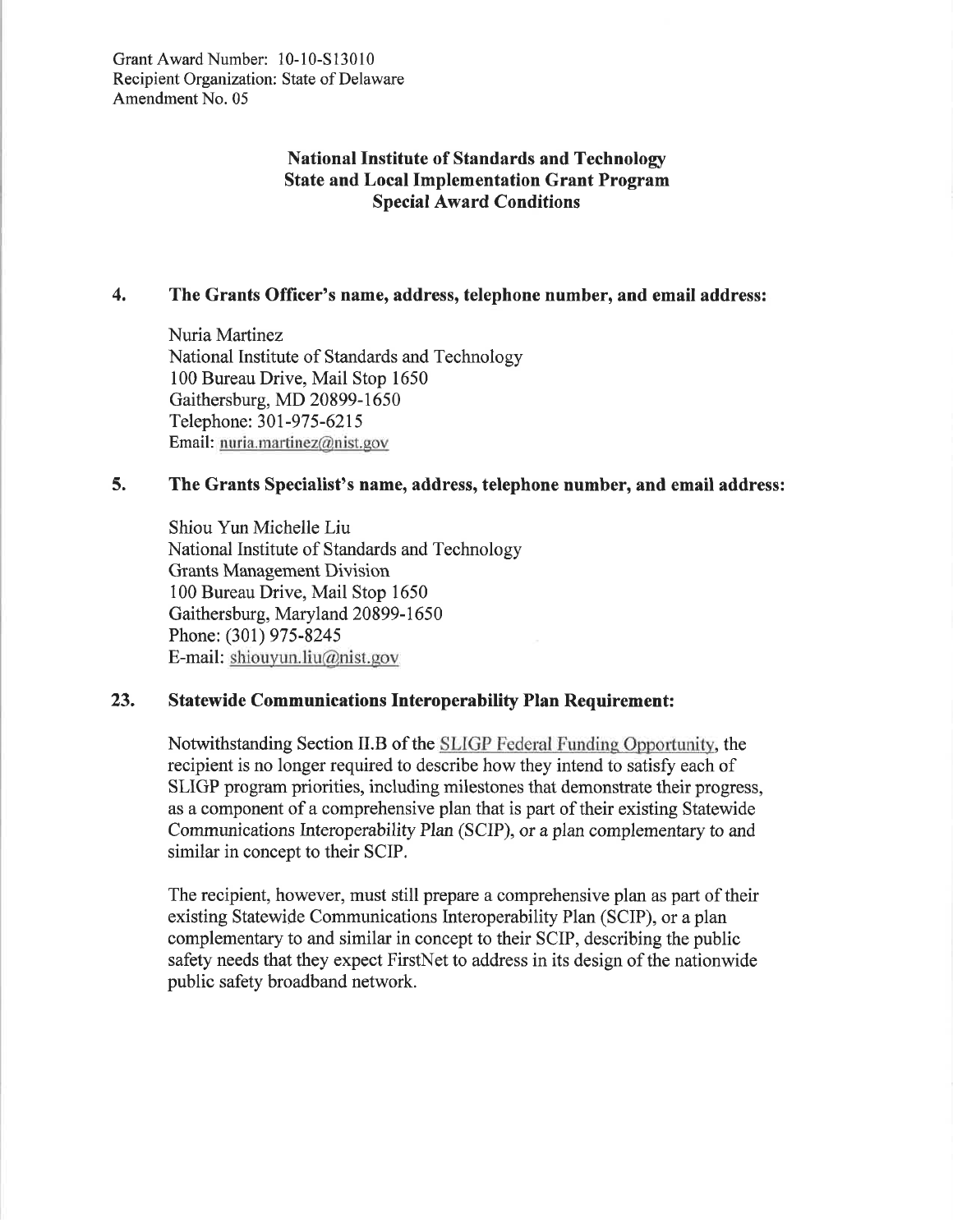Grant Award Number: 10-10-S13010
Recipient Organization: State of Delaware
Amendment No. 05

## National Institute of Standards and Technology
## State and Local Implementation Grant Program
## Special Award Conditions

**4. The Grants Officer's name, address, telephone number, and email address:**

Nuria Martinez
National Institute of Standards and Technology
100 Bureau Drive, Mail Stop 1650
Gaithersburg, MD 20899-1650
Telephone: 301-975-6215
Email: nuria.martinez@nist.gov

**5. The Grants Specialist's name, address, telephone number, and email address:**

Shiou Yun Michelle Liu
National Institute of Standards and Technology
Grants Management Division
100 Bureau Drive, Mail Stop 1650
Gaithersburg, Maryland 20899-1650
Phone: (301) 975-8245
E-mail: shiouyun.liu@nist.gov

**23. Statewide Communications Interoperability Plan Requirement:**

Notwithstanding Section II.B of the SLIGP Federal Funding Opportunity, the recipient is no longer required to describe how they intend to satisfy each of SLIGP program priorities, including milestones that demonstrate their progress, as a component of a comprehensive plan that is part of their existing Statewide Communications Interoperability Plan (SCIP), or a plan complementary to and similar in concept to their SCIP.

The recipient, however, must still prepare a comprehensive plan as part of their existing Statewide Communications Interoperability Plan (SCIP), or a plan complementary to and similar in concept to their SCIP, describing the public safety needs that they expect FirstNet to address in its design of the nationwide public safety broadband network.